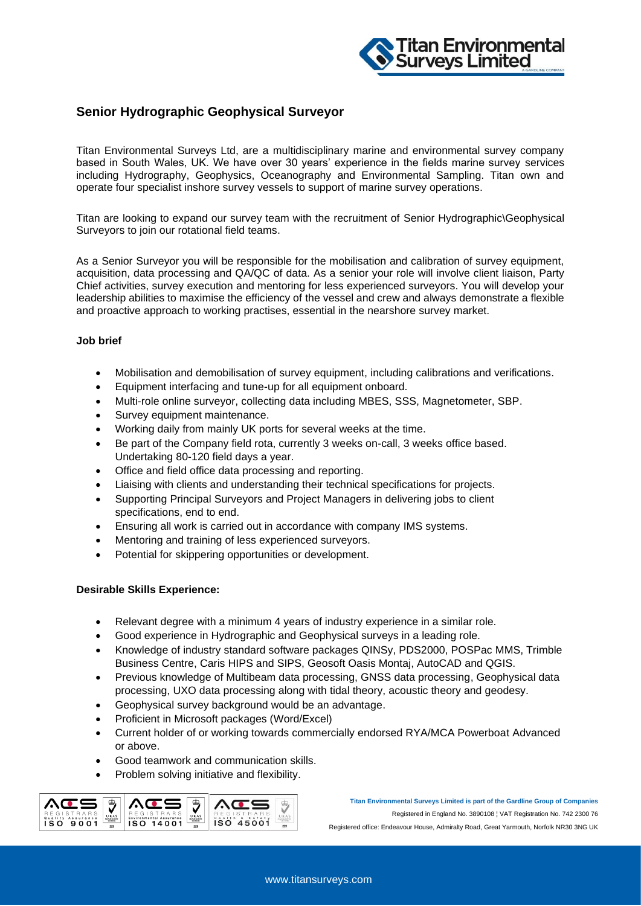# Senior Hydrographic Geophysical Surveyor

Titan Environmental Surveys Ltd, are a multidisciplinary marine and environmental survey company based in South Wales, UK. We have over 30 years' experience in the fields marine survey services including Hydrography, Geophysics, Oceanography and Environmental Sampling. Titan own and operate four specialist inshore survey vessels to support of marine survey operations.

Titan are looking to expand our survey team with the recruitment of Senior Hydrographic\Geophysical Surveyors to join our rotational field teams.

As a Senior Surveyor you will be responsible for the mobilisation and calibration of survey equipment, acquisition, data processing and QA/QC of data. As a senior your role will involve client liaison, Party Chief activities, survey execution and mentoring for less experienced surveyors. You will develop your leadership abilities to maximise the efficiency of the vessel and crew and always demonstrate a flexible and proactive approach to working practises, essential in the nearshore survey market.

**Job brief**

- Mobilisation and demobilisation of survey equipment, including calibrations and verifications.
- Equipment interfacing and tune-up for all equipment onboard.
- Multi-role online surveyor, collecting data including MBES, SSS, Magnetometer, SBP.
- Survey equipment maintenance.
- Working daily from mainly UK ports for several weeks at the time.
- Be part of the Company field rota, currently 3 weeks on-call, 3 weeks office based. Undertaking 80-120 field days a year.
- Office and field office data processing and reporting.
- Liaising with clients and understanding their technical specifications for projects.
- Supporting Principal Surveyors and Project Managers in delivering jobs to client specifications, end to end.
- Ensuring all work is carried out in accordance with company IMS systems.
- Mentoring and training of less experienced surveyors.
- Potential for skippering opportunities or development.

**Desirable Skills Experience:**

- Relevant degree with a minimum 4 years of industry experience in a similar role.
- Good experience in Hydrographic and Geophysical surveys in a leading role.
- Knowledge of industry standard software packages QINSy, PDS2000, POSPac MMS, Trimble Business Centre, Caris HIPS and SIPS, Geosoft Oasis Montaj, AutoCAD and QGIS.
- Previous knowledge of Multibeam data processing, GNSS data processing, Geophysical data processing, UXO data processing along with tidal theory, acoustic theory and geodesy.
- Geophysical survey background would be an advantage.
- Proficient in Microsoft packages (Word/Excel)
- Current holder of or working towards commercially endorsed RYA/MCA Powerboat Advanced or above.
- Good teamwork and communication skills.
- Problem solving initiative and flexibility.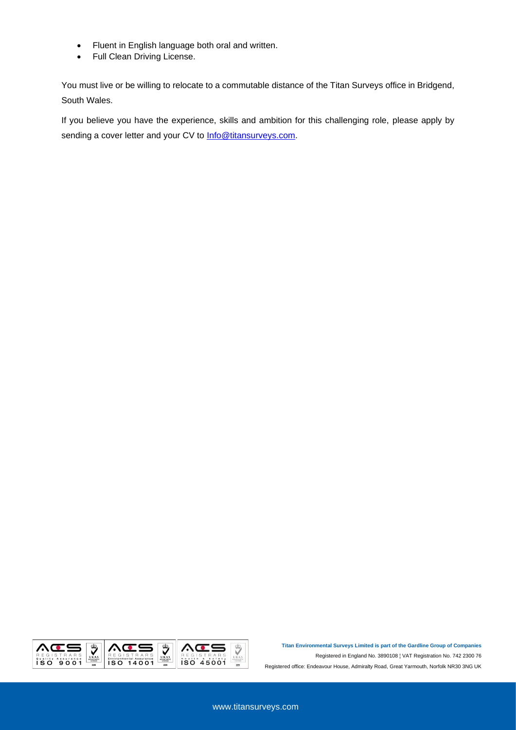- Fluent in English language both oral and written.
- Full Clean Driving License.

You must live or be willing to relocate to a commutable distance of the Titan Surveys office in Bridgend, South Wales.

If you believe you have the experience, skills and ambition for this challenging role, please apply by sending a cover letter and your CV to Info@titansurveys.com.

**Titan Environmental Surveys Limited is part of the Gardline Group of Companies**

Registered in England No. 3890108 ¦ VAT Registration No. 742 2300 76

Registered office: Endeavour House, Admiralty Road, Great Yarmouth, Norfolk NR30 3NG UK

www.titansurveys.com